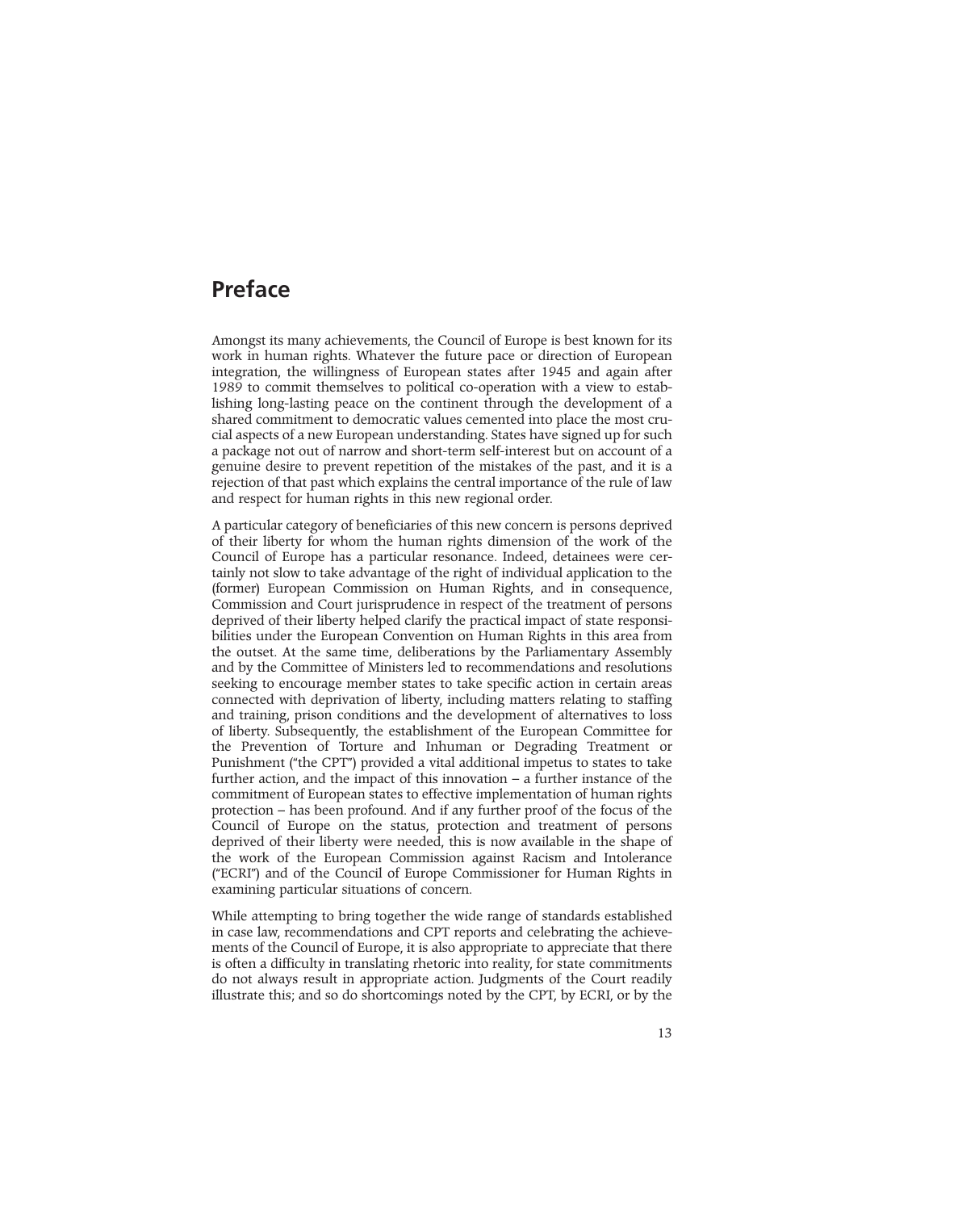# Preface

Amongst its many achievements, the Council of Europe is best known for its work in human rights. Whatever the future pace or direction of European integration, the willingness of European states after 1945 and again after 1989 to commit themselves to political co-operation with a view to establishing long-lasting peace on the continent through the development of a shared commitment to democratic values cemented into place the most crucial aspects of a new European understanding. States have signed up for such a package not out of narrow and short-term self-interest but on account of a genuine desire to prevent repetition of the mistakes of the past, and it is a rejection of that past which explains the central importance of the rule of law and respect for human rights in this new regional order.

A particular category of beneficiaries of this new concern is persons deprived of their liberty for whom the human rights dimension of the work of the Council of Europe has a particular resonance. Indeed, detainees were certainly not slow to take advantage of the right of individual application to the (former) European Commission on Human Rights, and in consequence, Commission and Court jurisprudence in respect of the treatment of persons deprived of their liberty helped clarify the practical impact of state responsibilities under the European Convention on Human Rights in this area from the outset. At the same time, deliberations by the Parliamentary Assembly and by the Committee of Ministers led to recommendations and resolutions seeking to encourage member states to take specific action in certain areas connected with deprivation of liberty, including matters relating to staffing and training, prison conditions and the development of alternatives to loss of liberty. Subsequently, the establishment of the European Committee for the Prevention of Torture and Inhuman or Degrading Treatment or Punishment ("the CPT") provided a vital additional impetus to states to take further action, and the impact of this innovation – a further instance of the commitment of European states to effective implementation of human rights protection – has been profound. And if any further proof of the focus of the Council of Europe on the status, protection and treatment of persons deprived of their liberty were needed, this is now available in the shape of the work of the European Commission against Racism and Intolerance ("ECRI") and of the Council of Europe Commissioner for Human Rights in examining particular situations of concern.

While attempting to bring together the wide range of standards established in case law, recommendations and CPT reports and celebrating the achievements of the Council of Europe, it is also appropriate to appreciate that there is often a difficulty in translating rhetoric into reality, for state commitments do not always result in appropriate action. Judgments of the Court readily illustrate this; and so do shortcomings noted by the CPT, by ECRI, or by the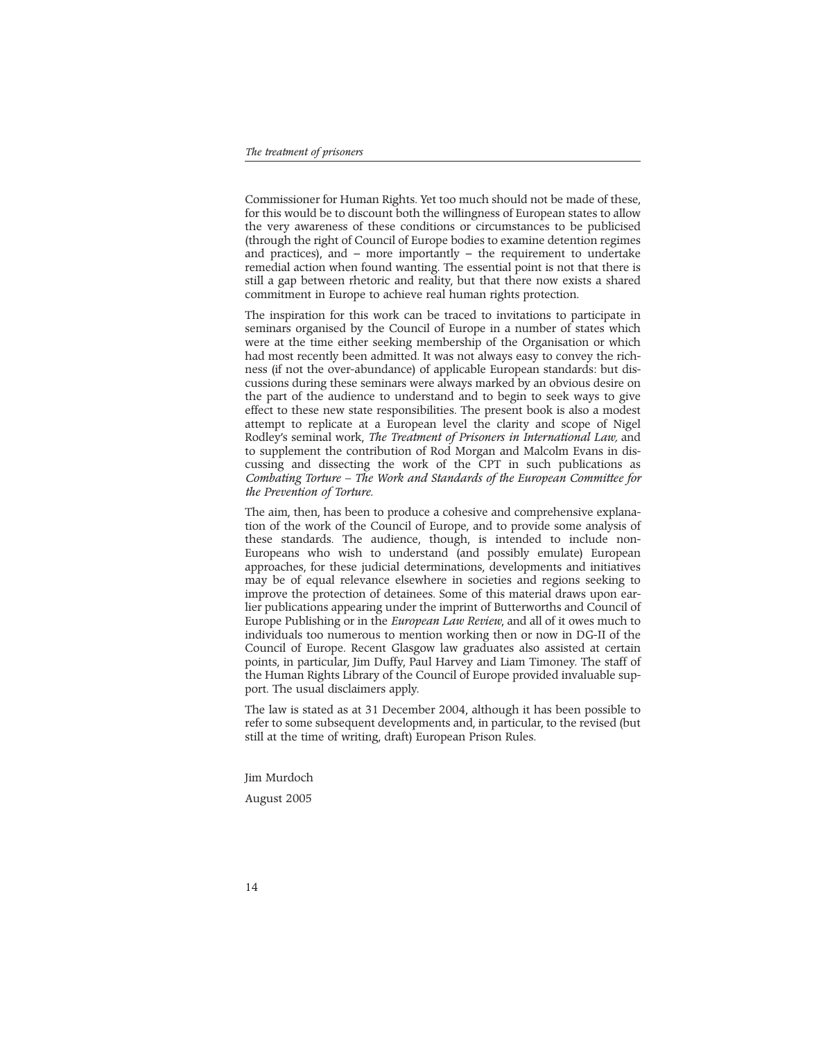Commissioner for Human Rights. Yet too much should not be made of these, for this would be to discount both the willingness of European states to allow the very awareness of these conditions or circumstances to be publicised (through the right of Council of Europe bodies to examine detention regimes and practices), and – more importantly – the requirement to undertake remedial action when found wanting. The essential point is not that there is still a gap between rhetoric and reality, but that there now exists a shared commitment in Europe to achieve real human rights protection.

The inspiration for this work can be traced to invitations to participate in seminars organised by the Council of Europe in a number of states which were at the time either seeking membership of the Organisation or which had most recently been admitted. It was not always easy to convey the richness (if not the over-abundance) of applicable European standards: but discussions during these seminars were always marked by an obvious desire on the part of the audience to understand and to begin to seek ways to give effect to these new state responsibilities. The present book is also a modest attempt to replicate at a European level the clarity and scope of Nigel Rodley's seminal work, *The Treatment of Prisoners in International Law,* and to supplement the contribution of Rod Morgan and Malcolm Evans in discussing and dissecting the work of the CPT in such publications as *Combating Torture – The Work and Standards of the European Committee for the Prevention of Torture.*

The aim, then, has been to produce a cohesive and comprehensive explanation of the work of the Council of Europe, and to provide some analysis of these standards. The audience, though, is intended to include non-Europeans who wish to understand (and possibly emulate) European approaches, for these judicial determinations, developments and initiatives may be of equal relevance elsewhere in societies and regions seeking to improve the protection of detainees. Some of this material draws upon earlier publications appearing under the imprint of Butterworths and Council of Europe Publishing or in the *European Law Review*, and all of it owes much to individuals too numerous to mention working then or now in DG-II of the Council of Europe. Recent Glasgow law graduates also assisted at certain points, in particular, Jim Duffy, Paul Harvey and Liam Timoney. The staff of the Human Rights Library of the Council of Europe provided invaluable support. The usual disclaimers apply.

The law is stated as at 31 December 2004, although it has been possible to refer to some subsequent developments and, in particular, to the revised (but still at the time of writing, draft) European Prison Rules.

Jim Murdoch

August 2005